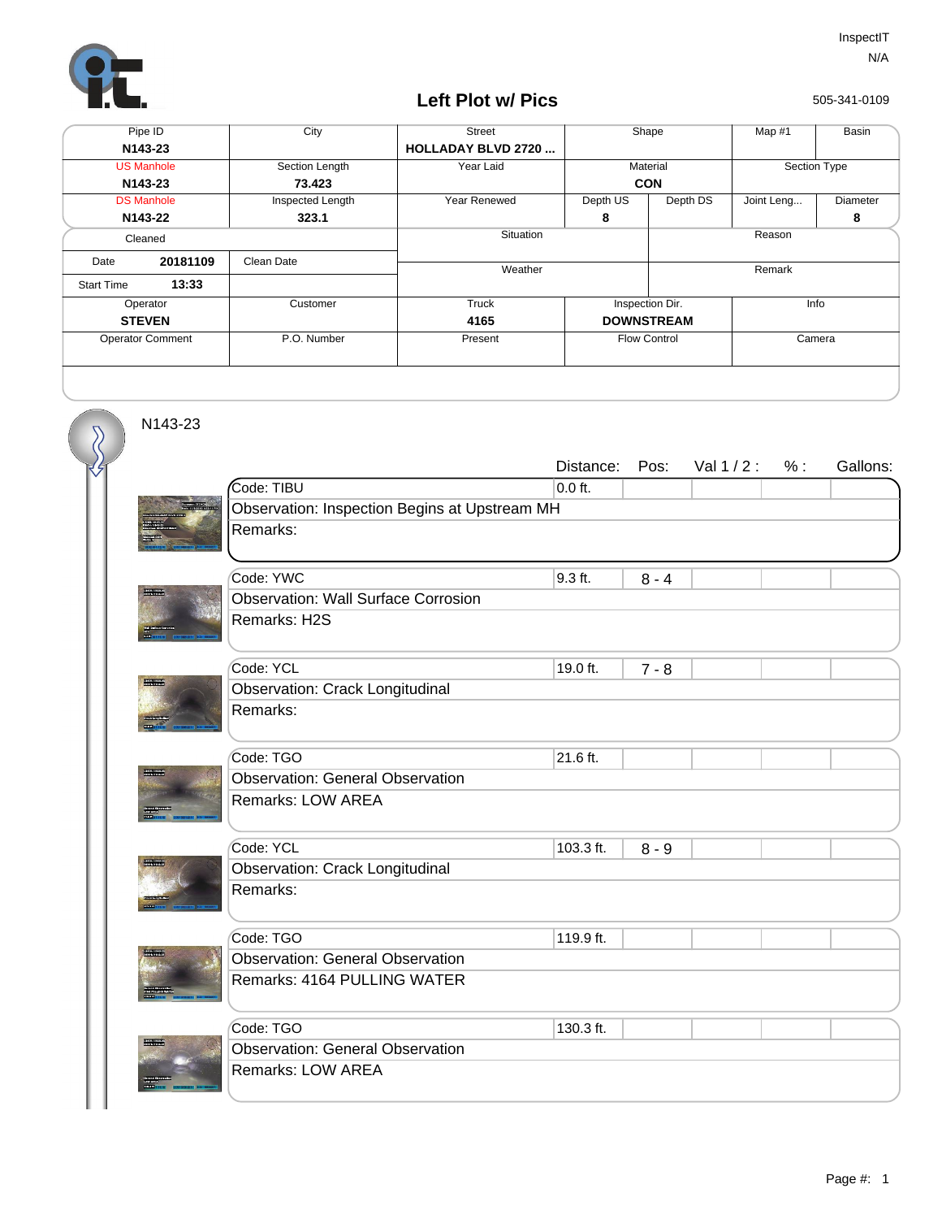InspectIT
N/A

# Left Plot w/ Pics

505-341-0109

| Pipe ID | City | Street | Shape | | Map #1 | Basin |
|---|---|---|---|---|---|---|
| **N143-23** | | **HOLLADAY BLVD 2720 ...** | | | | |
| US Manhole | Section Length | Year Laid | Material | | Section Type | |
| **N143-23** | **73.423** | | **CON** | | | |
| DS Manhole | Inspected Length | Year Renewed | Depth US | Depth DS | Joint Leng... | Diameter |
| **N143-22** | **323.1** | | **8** | | | **8** |

| Cleaned | | Situation | Reason |
|---|---|---|---|
| Date **20181109** | Clean Date | Weather | Remark |
| Start Time **13:33** | | | |

| Operator | Customer | Truck | Inspection Dir. | Info |
|---|---|---|---|---|
| **STEVEN** | | **4165** | **DOWNSTREAM** | |
| Operator Comment | P.O. Number | Present | Flow Control | Camera |

N143-23

| Code | Observation | Remarks | Distance: | Pos: | Val 1 / 2 : | % : | Gallons: |
|---|---|---|---|---|---|---|---|
| TIBU | Inspection Begins at Upstream MH | | 0.0 ft. | | | | |
| YWC | Wall Surface Corrosion | H2S | 9.3 ft. | 8 - 4 | | | |
| YCL | Crack Longitudinal | | 19.0 ft. | 7 - 8 | | | |
| TGO | General Observation | LOW AREA | 21.6 ft. | | | | |
| YCL | Crack Longitudinal | | 103.3 ft. | 8 - 9 | | | |
| TGO | General Observation | 4164 PULLING WATER | 119.9 ft. | | | | |
| TGO | General Observation | LOW AREA | 130.3 ft. | | | | |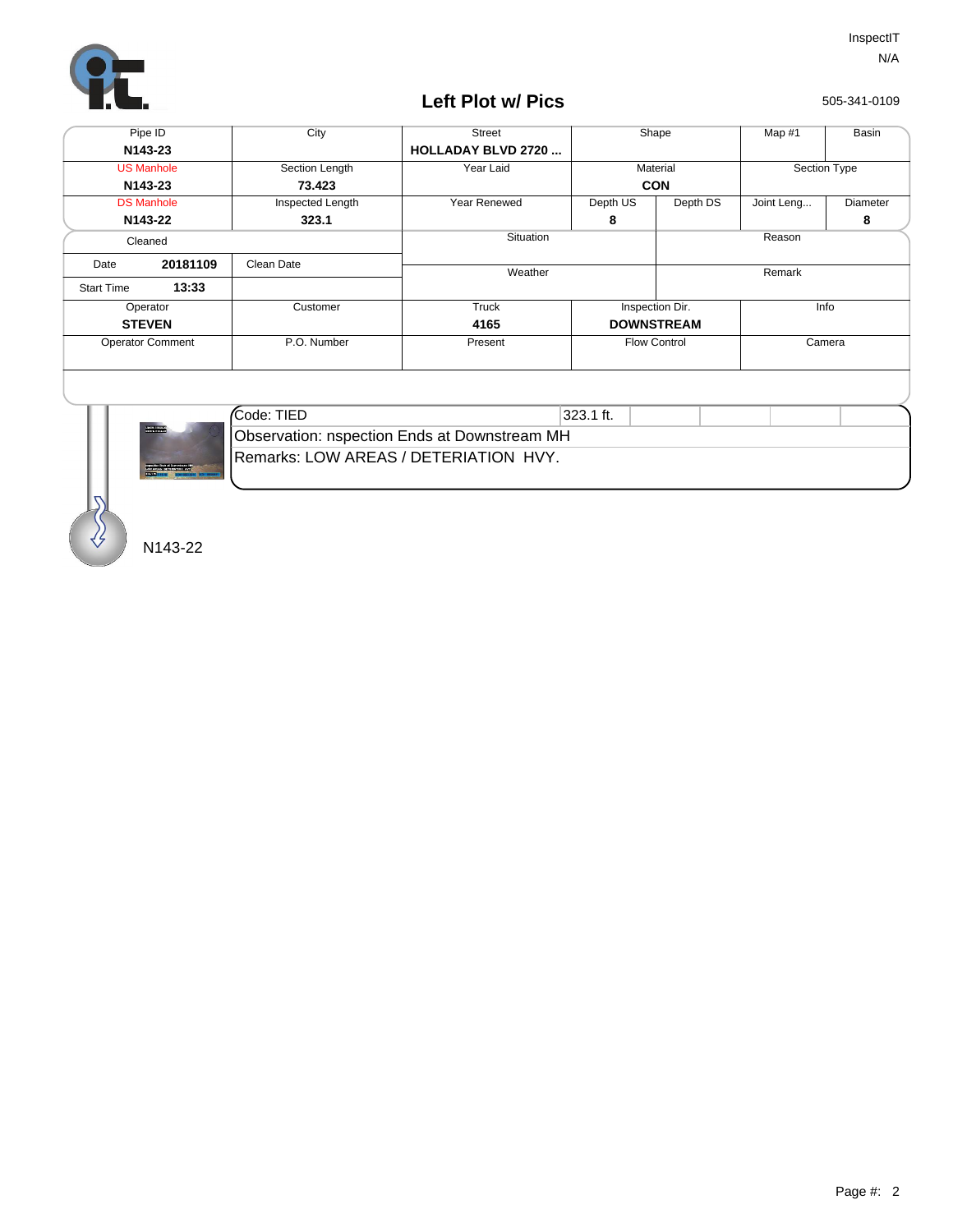InspectIT
N/A

## Left Plot w/ Pics

505-341-0109

| Pipe ID | City | Street | Shape | | Map #1 | Basin |
|---|---|---|---|---|---|---|
| N143-23 | | HOLLADAY BLVD 2720 ... | | | | |
| US Manhole | Section Length | Year Laid | Material | | Section Type | |
| N143-23 | 73.423 | | CON | | | |
| DS Manhole | Inspected Length | Year Renewed | Depth US | Depth DS | Joint Leng... | Diameter |
| N143-22 | 323.1 | | 8 | | | 8 |

| Cleaned | | Situation | Reason |
|---|---|---|---|
| Date 20181109 | Clean Date | Weather | Remark |
| Start Time 13:33 | | | |

| Operator | Customer | Truck | Inspection Dir. | Info |
|---|---|---|---|---|
| STEVEN | | 4165 | DOWNSTREAM | |
| Operator Comment | P.O. Number | Present | Flow Control | Camera |
| | | | | |

| Code: TIED | 323.1 ft. |
|---|---|
| Observation: nspection Ends at Downstream MH | |
| Remarks: LOW AREAS / DETERIATION HVY. | |

N143-22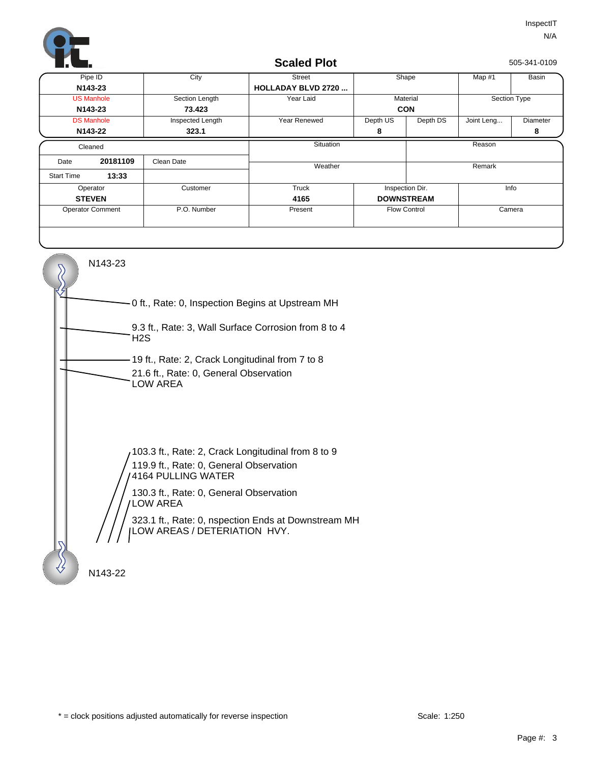InspectIT
N/A

## Scaled Plot

505-341-0109

| Pipe ID | City | Street | Shape | | Map #1 | Basin |
|---|---|---|---|---|---|---|
| N143-23 | | HOLLADAY BLVD 2720 ... | | | | |
| US Manhole | Section Length | Year Laid | Material | | Section Type | |
| N143-23 | 73.423 | | CON | | | |
| DS Manhole | Inspected Length | Year Renewed | Depth US | Depth DS | Joint Leng... | Diameter |
| N143-22 | 323.1 | | 8 | | | 8 |

| Cleaned | | | Situation | | Reason |
|---|---|---|---|---|---|
| Date | 20181109 | Clean Date | Weather | | Remark |
| Start Time | 13:33 | | | | |

| Operator | Customer | Truck | Inspection Dir. | Info |
|---|---|---|---|---|
| STEVEN | | 4165 | DOWNSTREAM | |
| Operator Comment | P.O. Number | Present | Flow Control | Camera |

N143-23

0 ft., Rate: 0, Inspection Begins at Upstream MH

9.3 ft., Rate: 3, Wall Surface Corrosion from 8 to 4
H2S

19 ft., Rate: 2, Crack Longitudinal from 7 to 8

21.6 ft., Rate: 0, General Observation
LOW AREA

103.3 ft., Rate: 2, Crack Longitudinal from 8 to 9

119.9 ft., Rate: 0, General Observation
4164 PULLING WATER

130.3 ft., Rate: 0, General Observation
LOW AREA

323.1 ft., Rate: 0, nspection Ends at Downstream MH
LOW AREAS / DETERIATION HVY.

N143-22

* = clock positions adjusted automatically for reverse inspection

Scale: 1:250